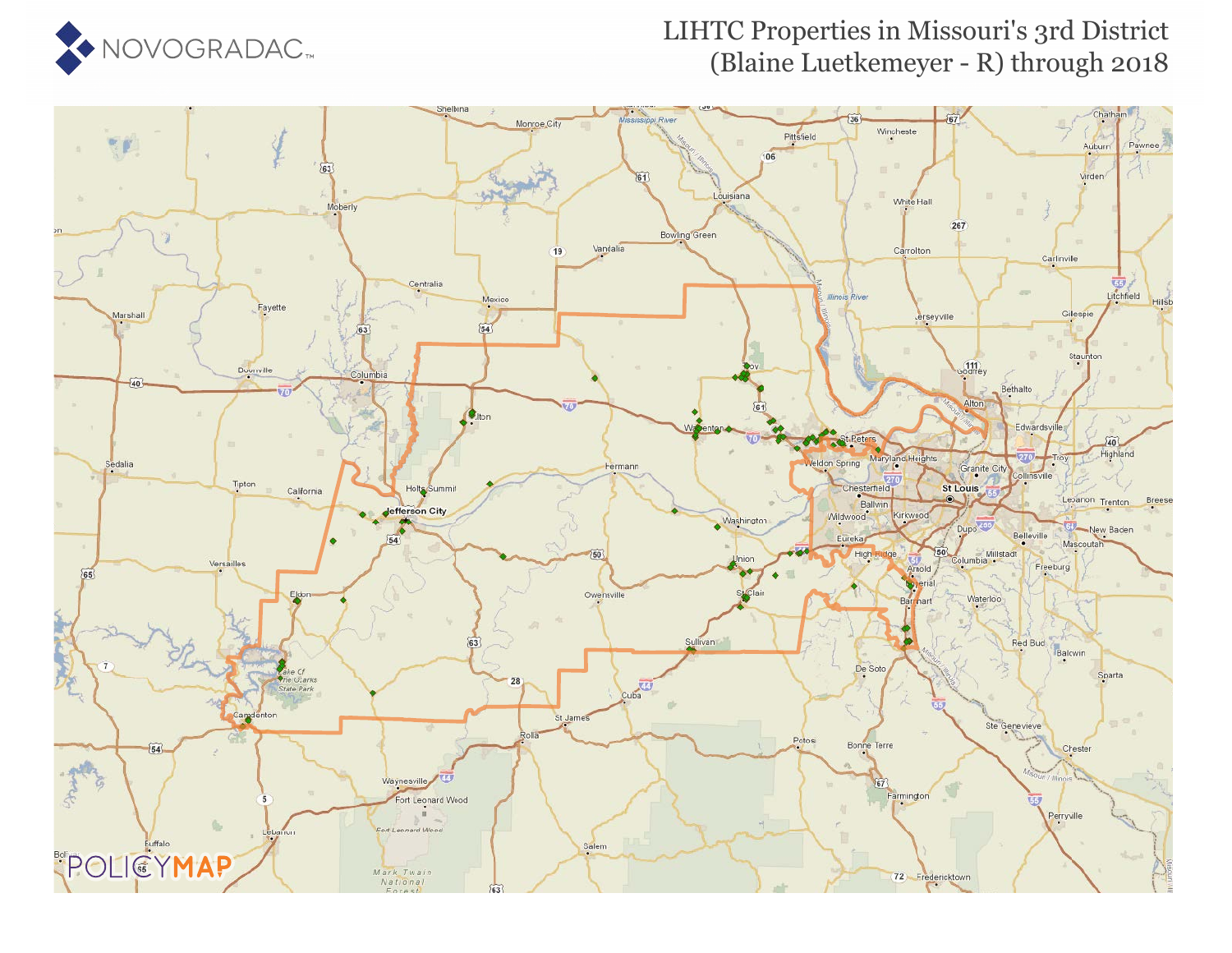# LIHTC Properties in Missouri's 3rd District (Blaine Luetkemeyer - R) through 2018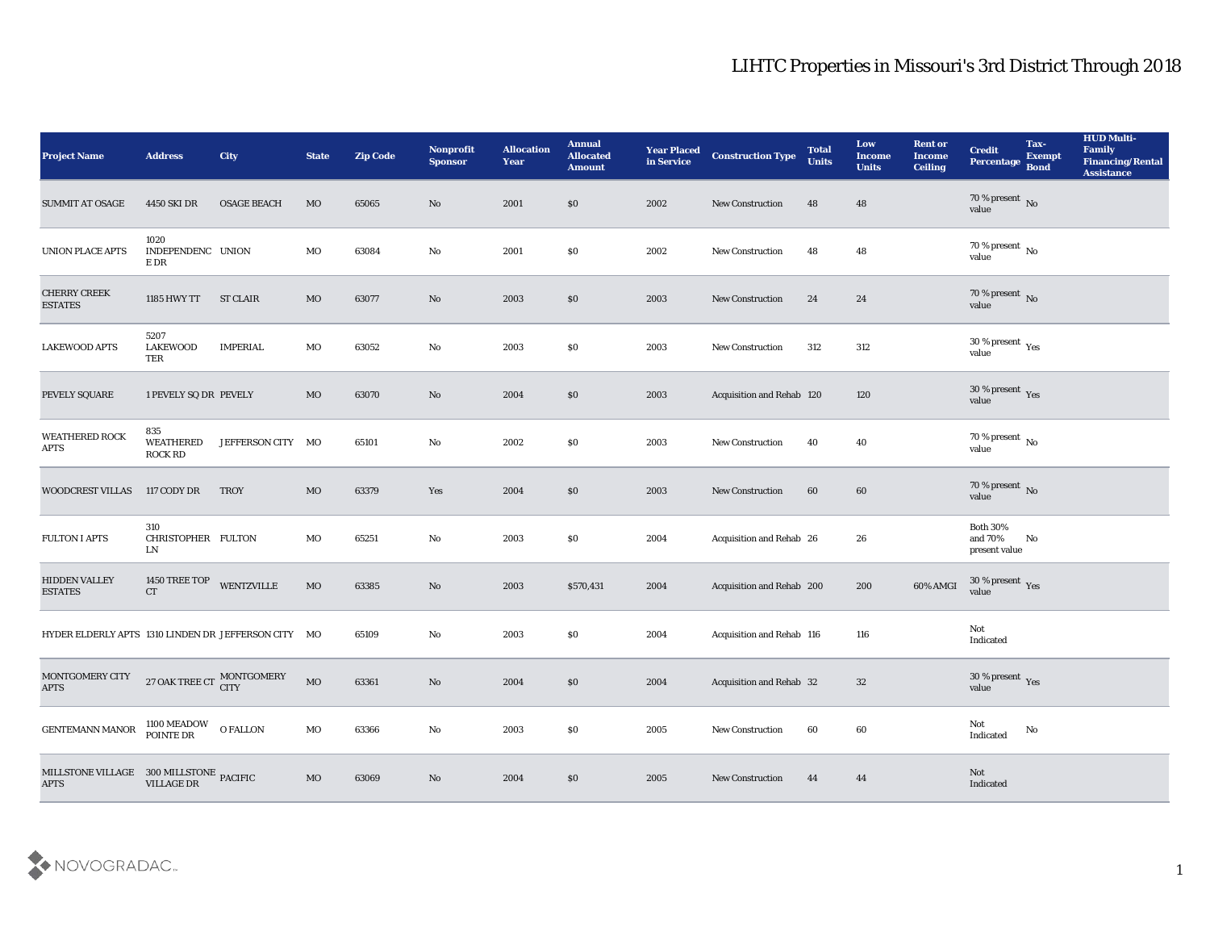# LIHTC Properties in Missouri's 3rd District Through 2018

| Project Name | Address | City | State | Zip Code | Nonprofit Sponsor | Allocation Year | Annual Allocated Amount | Year Placed in Service | Construction Type | Total Units | Low Income Units | Rent or Income Ceiling | Credit Percentage | Tax-Exempt Bond | HUD Multi-Family Financing/Rental Assistance |
|---|---|---|---|---|---|---|---|---|---|---|---|---|---|---|---|
| SUMMIT AT OSAGE | 4450 SKI DR | OSAGE BEACH | MO | 65065 | No | 2001 | $0 | 2002 | New Construction | 48 | 48 | | 70 % present value | No | |
| UNION PLACE APTS | 1020 INDEPENDENCE DR | UNION | MO | 63084 | No | 2001 | $0 | 2002 | New Construction | 48 | 48 | | 70 % present value | No | |
| CHERRY CREEK ESTATES | 1185 HWY TT | ST CLAIR | MO | 63077 | No | 2003 | $0 | 2003 | New Construction | 24 | 24 | | 70 % present value | No | |
| LAKEWOOD APTS | 5207 LAKEWOOD TER | IMPERIAL | MO | 63052 | No | 2003 | $0 | 2003 | New Construction | 312 | 312 | | 30 % present value | Yes | |
| PEVELY SQUARE | 1 PEVELY SQ DR | PEVELY | MO | 63070 | No | 2004 | $0 | 2003 | Acquisition and Rehab | 120 | 120 | | 30 % present value | Yes | |
| WEATHERED ROCK APTS | 835 WEATHERED ROCK RD | JEFFERSON CITY | MO | 65101 | No | 2002 | $0 | 2003 | New Construction | 40 | 40 | | 70 % present value | No | |
| WOODCREST VILLAS | 117 CODY DR | TROY | MO | 63379 | Yes | 2004 | $0 | 2003 | New Construction | 60 | 60 | | 70 % present value | No | |
| FULTON I APTS | 310 CHRISTOPHER LN | FULTON | MO | 65251 | No | 2003 | $0 | 2004 | Acquisition and Rehab | 26 | 26 | | Both 30% and 70% present value | No | |
| HIDDEN VALLEY ESTATES | 1450 TREE TOP CT | WENTZVILLE | MO | 63385 | No | 2003 | $570,431 | 2004 | Acquisition and Rehab | 200 | 200 | 60% AMGI | 30 % present value | Yes | |
| HYDER ELDERLY APTS | 1310 LINDEN DR | JEFFERSON CITY | MO | 65109 | No | 2003 | $0 | 2004 | Acquisition and Rehab | 116 | 116 | | Not Indicated | | |
| MONTGOMERY CITY APTS | 27 OAK TREE CT | MONTGOMERY CITY | MO | 63361 | No | 2004 | $0 | 2004 | Acquisition and Rehab | 32 | 32 | | 30 % present value | Yes | |
| GENTEMANN MANOR | 1100 MEADOW POINTE DR | O FALLON | MO | 63366 | No | 2003 | $0 | 2005 | New Construction | 60 | 60 | | Not Indicated | No | |
| MILLSTONE VILLAGE APTS | 300 MILLSTONE VILLAGE DR | PACIFIC | MO | 63069 | No | 2004 | $0 | 2005 | New Construction | 44 | 44 | | Not Indicated | | |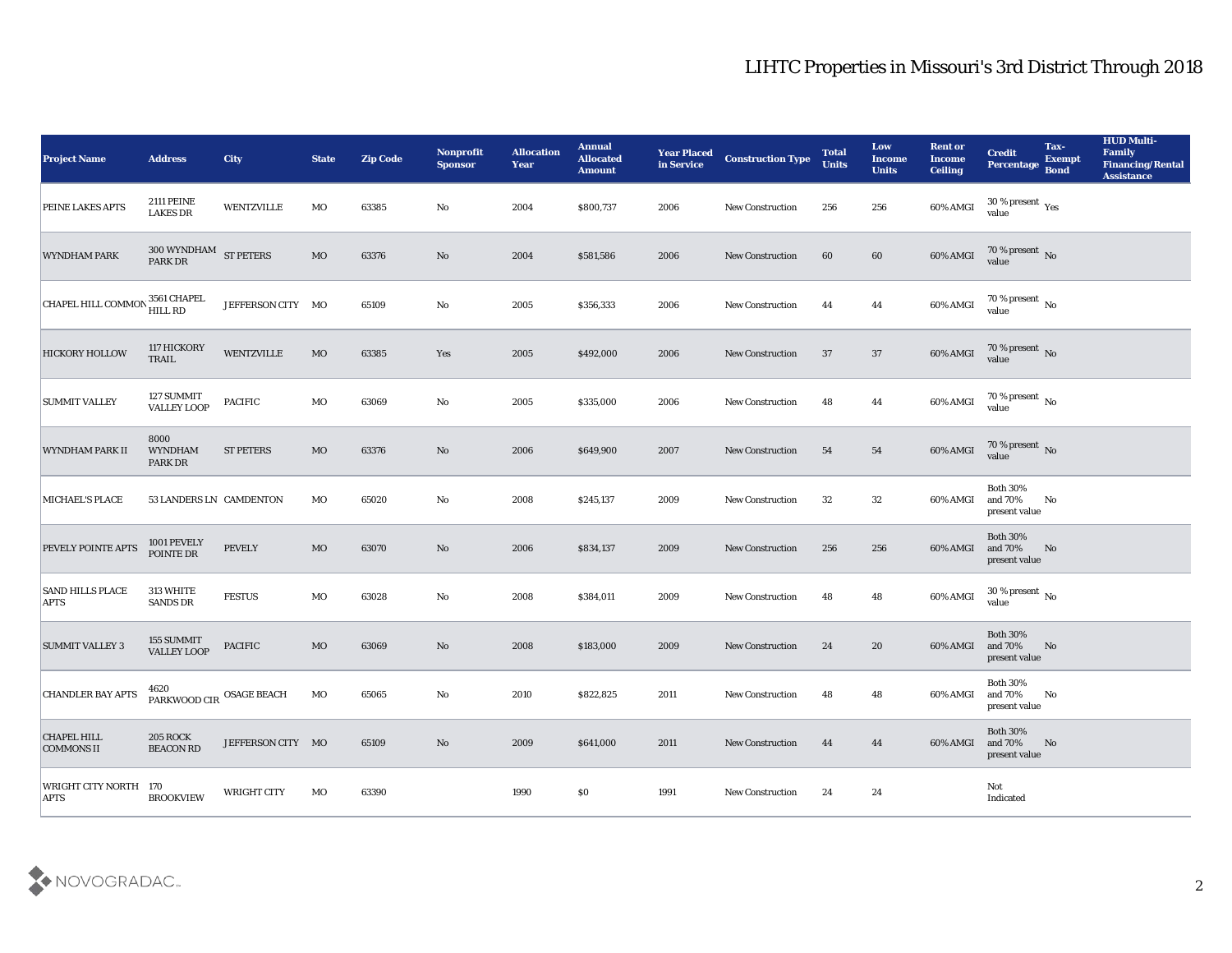# LIHTC Properties in Missouri's 3rd District Through 2018

| Project Name | Address | City | State | Zip Code | Nonprofit Sponsor | Allocation Year | Annual Allocated Amount | Year Placed in Service | Construction Type | Total Units | Low Income Units | Rent or Income Ceiling | Credit Percentage | Tax-Exempt Bond | HUD Multi-Family Financing/Rental Assistance |
|---|---|---|---|---|---|---|---|---|---|---|---|---|---|---|---|
| PEINE LAKES APTS | 2111 PEINE LAKES DR | WENTZVILLE | MO | 63385 | No | 2004 | $800,737 | 2006 | New Construction | 256 | 256 | 60% AMGI | 30 % present value | Yes | |
| WYNDHAM PARK | 300 WYNDHAM PARK DR | ST PETERS | MO | 63376 | No | 2004 | $581,586 | 2006 | New Construction | 60 | 60 | 60% AMGI | 70 % present value | No | |
| CHAPEL HILL COMMON | 3561 CHAPEL HILL RD | JEFFERSON CITY | MO | 65109 | No | 2005 | $356,333 | 2006 | New Construction | 44 | 44 | 60% AMGI | 70 % present value | No | |
| HICKORY HOLLOW | 117 HICKORY TRAIL | WENTZVILLE | MO | 63385 | Yes | 2005 | $492,000 | 2006 | New Construction | 37 | 37 | 60% AMGI | 70 % present value | No | |
| SUMMIT VALLEY | 127 SUMMIT VALLEY LOOP | PACIFIC | MO | 63069 | No | 2005 | $335,000 | 2006 | New Construction | 48 | 44 | 60% AMGI | 70 % present value | No | |
| WYNDHAM PARK II | 8000 WYNDHAM PARK DR | ST PETERS | MO | 63376 | No | 2006 | $649,900 | 2007 | New Construction | 54 | 54 | 60% AMGI | 70 % present value | No | |
| MICHAEL'S PLACE | 53 LANDERS LN | CAMDENTON | MO | 65020 | No | 2008 | $245,137 | 2009 | New Construction | 32 | 32 | 60% AMGI | Both 30% and 70% present value | No | |
| PEVELY POINTE APTS | 1001 PEVELY POINTE DR | PEVELY | MO | 63070 | No | 2006 | $834,137 | 2009 | New Construction | 256 | 256 | 60% AMGI | Both 30% and 70% present value | No | |
| SAND HILLS PLACE APTS | 313 WHITE SANDS DR | FESTUS | MO | 63028 | No | 2008 | $384,011 | 2009 | New Construction | 48 | 48 | 60% AMGI | 30 % present value | No | |
| SUMMIT VALLEY 3 | 155 SUMMIT VALLEY LOOP | PACIFIC | MO | 63069 | No | 2008 | $183,000 | 2009 | New Construction | 24 | 20 | 60% AMGI | Both 30% and 70% present value | No | |
| CHANDLER BAY APTS | 4620 PARKWOOD CIR | OSAGE BEACH | MO | 65065 | No | 2010 | $822,825 | 2011 | New Construction | 48 | 48 | 60% AMGI | Both 30% and 70% present value | No | |
| CHAPEL HILL COMMONS II | 205 ROCK BEACON RD | JEFFERSON CITY | MO | 65109 | No | 2009 | $641,000 | 2011 | New Construction | 44 | 44 | 60% AMGI | Both 30% and 70% present value | No | |
| WRIGHT CITY NORTH APTS | 170 BROOKVIEW | WRIGHT CITY | MO | 63390 | | 1990 | $0 | 1991 | New Construction | 24 | 24 | | Not Indicated | | |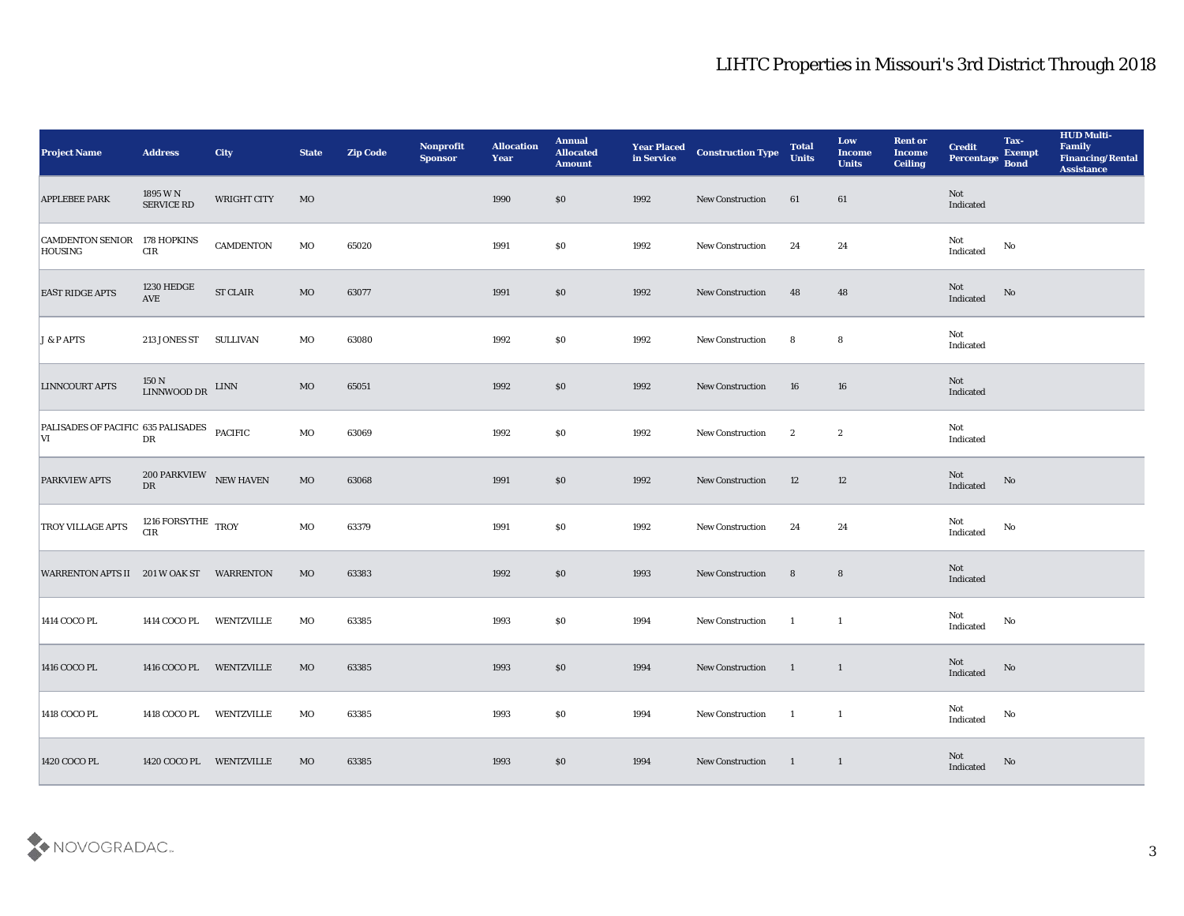# LIHTC Properties in Missouri's 3rd District Through 2018

| Project Name | Address | City | State | Zip Code | Nonprofit Sponsor | Allocation Year | Annual Allocated Amount | Year Placed in Service | Construction Type | Total Units | Low Income Units | Rent or Income Ceiling | Credit Percentage | Tax-Exempt Bond | HUD Multi-Family Financing/Rental Assistance |
|---|---|---|---|---|---|---|---|---|---|---|---|---|---|---|---|
| APPLEBEE PARK | 1895 W N SERVICE RD | WRIGHT CITY | MO | | | 1990 | $0 | 1992 | New Construction | 61 | 61 | | Not Indicated | | |
| CAMDENTON SENIOR HOUSING | 178 HOPKINS CIR | CAMDENTON | MO | 65020 | | 1991 | $0 | 1992 | New Construction | 24 | 24 | | Not Indicated | No | |
| EAST RIDGE APTS | 1230 HEDGE AVE | ST CLAIR | MO | 63077 | | 1991 | $0 | 1992 | New Construction | 48 | 48 | | Not Indicated | No | |
| J & P APTS | 213 JONES ST | SULLIVAN | MO | 63080 | | 1992 | $0 | 1992 | New Construction | 8 | 8 | | Not Indicated | | |
| LINNCOURT APTS | 150 N LINNWOOD DR | LINN | MO | 65051 | | 1992 | $0 | 1992 | New Construction | 16 | 16 | | Not Indicated | | |
| PALISADES OF PACIFIC VI | 635 PALISADES DR | PACIFIC | MO | 63069 | | 1992 | $0 | 1992 | New Construction | 2 | 2 | | Not Indicated | | |
| PARKVIEW APTS | 200 PARKVIEW DR | NEW HAVEN | MO | 63068 | | 1991 | $0 | 1992 | New Construction | 12 | 12 | | Not Indicated | No | |
| TROY VILLAGE APTS | 1216 FORSYTHE CIR | TROY | MO | 63379 | | 1991 | $0 | 1992 | New Construction | 24 | 24 | | Not Indicated | No | |
| WARRENTON APTS II | 201 W OAK ST | WARRENTON | MO | 63383 | | 1992 | $0 | 1993 | New Construction | 8 | 8 | | Not Indicated | | |
| 1414 COCO PL | 1414 COCO PL | WENTZVILLE | MO | 63385 | | 1993 | $0 | 1994 | New Construction | 1 | 1 | | Not Indicated | No | |
| 1416 COCO PL | 1416 COCO PL | WENTZVILLE | MO | 63385 | | 1993 | $0 | 1994 | New Construction | 1 | 1 | | Not Indicated | No | |
| 1418 COCO PL | 1418 COCO PL | WENTZVILLE | MO | 63385 | | 1993 | $0 | 1994 | New Construction | 1 | 1 | | Not Indicated | No | |
| 1420 COCO PL | 1420 COCO PL | WENTZVILLE | MO | 63385 | | 1993 | $0 | 1994 | New Construction | 1 | 1 | | Not Indicated | No | |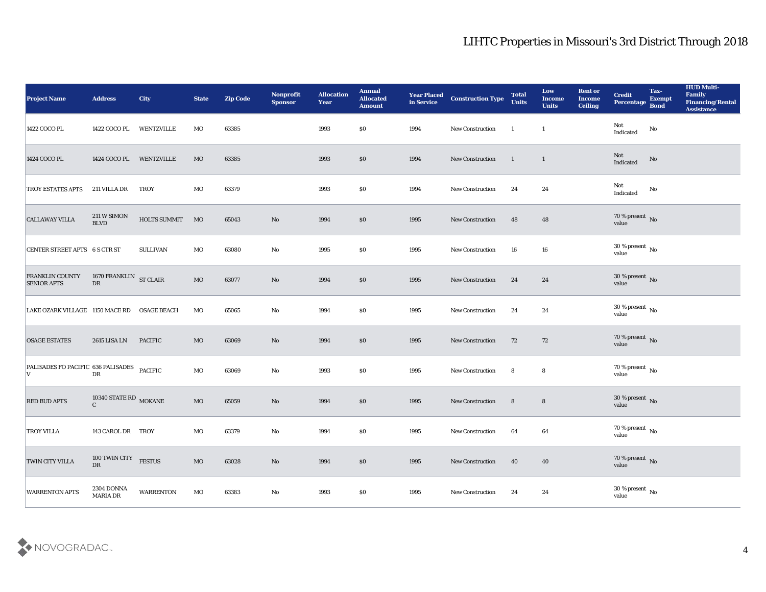# LIHTC Properties in Missouri's 3rd District Through 2018

| Project Name | Address | City | State | Zip Code | Nonprofit Sponsor | Allocation Year | Annual Allocated Amount | Year Placed in Service | Construction Type | Total Units | Low Income Units | Rent or Income Ceiling | Credit Percentage | Tax-Exempt Bond | HUD Multi-Family Financing/Rental Assistance |
|---|---|---|---|---|---|---|---|---|---|---|---|---|---|---|---|
| 1422 COCO PL | 1422 COCO PL | WENTZVILLE | MO | 63385 | | 1993 | $0 | 1994 | New Construction | 1 | 1 | | Not Indicated | No | |
| 1424 COCO PL | 1424 COCO PL | WENTZVILLE | MO | 63385 | | 1993 | $0 | 1994 | New Construction | 1 | 1 | | Not Indicated | No | |
| TROY ESTATES APTS | 211 VILLA DR | TROY | MO | 63379 | | 1993 | $0 | 1994 | New Construction | 24 | 24 | | Not Indicated | No | |
| CALLAWAY VILLA | 211 W SIMON BLVD | HOLTS SUMMIT | MO | 65043 | No | 1994 | $0 | 1995 | New Construction | 48 | 48 | | 70 % present value | No | |
| CENTER STREET APTS | 6 S CTR ST | SULLIVAN | MO | 63080 | No | 1995 | $0 | 1995 | New Construction | 16 | 16 | | 30 % present value | No | |
| FRANKLIN COUNTY SENIOR APTS | 1670 FRANKLIN DR | ST CLAIR | MO | 63077 | No | 1994 | $0 | 1995 | New Construction | 24 | 24 | | 30 % present value | No | |
| LAKE OZARK VILLAGE | 1150 MACE RD | OSAGE BEACH | MO | 65065 | No | 1994 | $0 | 1995 | New Construction | 24 | 24 | | 30 % present value | No | |
| OSAGE ESTATES | 2615 LISA LN | PACIFIC | MO | 63069 | No | 1994 | $0 | 1995 | New Construction | 72 | 72 | | 70 % present value | No | |
| PALISADES FO PACIFIC V | 636 PALISADES DR | PACIFIC | MO | 63069 | No | 1993 | $0 | 1995 | New Construction | 8 | 8 | | 70 % present value | No | |
| RED BUD APTS | 10340 STATE RD C | MOKANE | MO | 65059 | No | 1994 | $0 | 1995 | New Construction | 8 | 8 | | 30 % present value | No | |
| TROY VILLA | 143 CAROL DR | TROY | MO | 63379 | No | 1994 | $0 | 1995 | New Construction | 64 | 64 | | 70 % present value | No | |
| TWIN CITY VILLA | 100 TWIN CITY DR | FESTUS | MO | 63028 | No | 1994 | $0 | 1995 | New Construction | 40 | 40 | | 70 % present value | No | |
| WARRENTON APTS | 2304 DONNA MARIA DR | WARRENTON | MO | 63383 | No | 1993 | $0 | 1995 | New Construction | 24 | 24 | | 30 % present value | No | |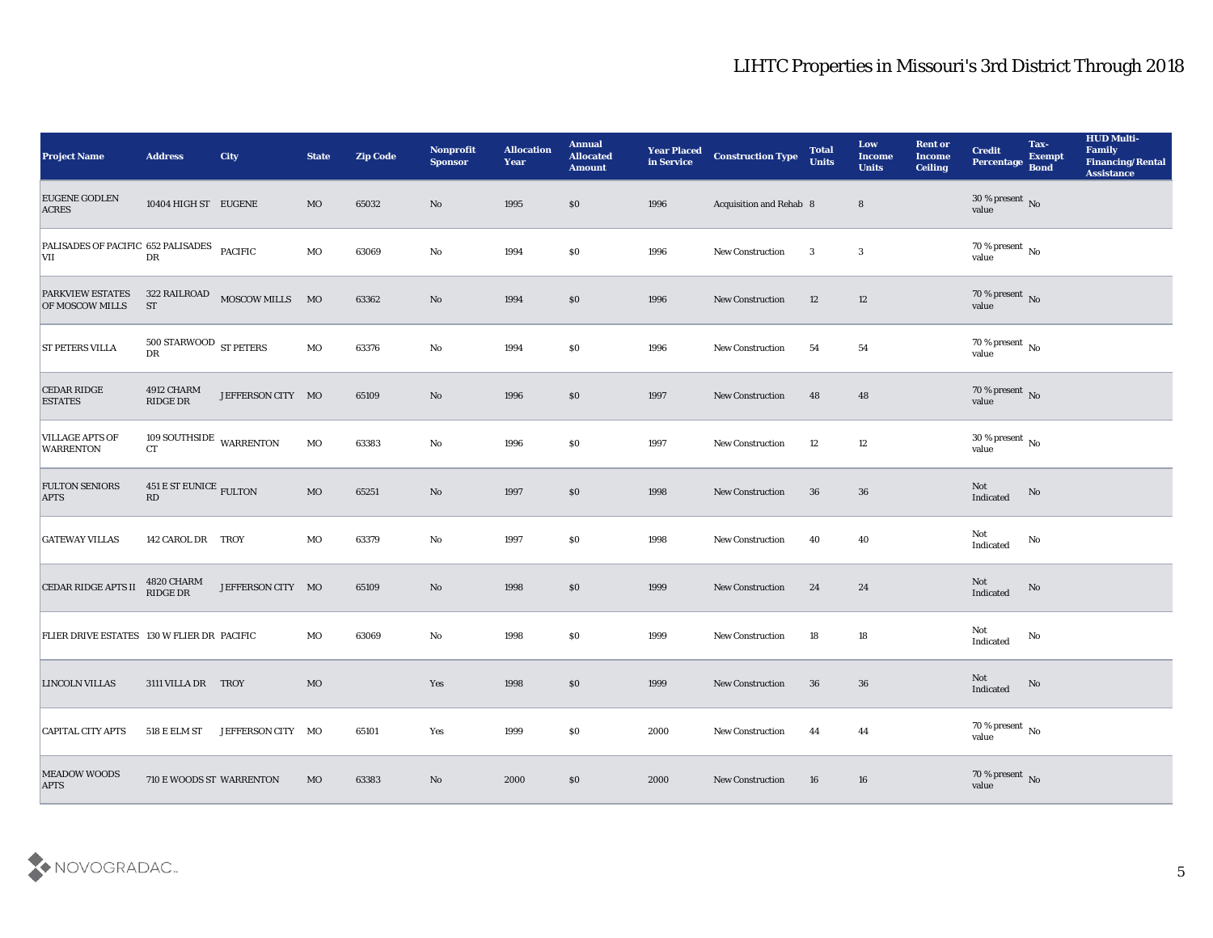# LIHTC Properties in Missouri's 3rd District Through 2018

| Project Name | Address | City | State | Zip Code | Nonprofit Sponsor | Allocation Year | Annual Allocated Amount | Year Placed in Service | Construction Type | Total Units | Low Income Units | Rent or Income Ceiling | Credit Percentage | Tax-Exempt Bond | HUD Multi-Family Financing/Rental Assistance |
|---|---|---|---|---|---|---|---|---|---|---|---|---|---|---|---|
| EUGENE GODLEN ACRES | 10404 HIGH ST | EUGENE | MO | 65032 | No | 1995 | $0 | 1996 | Acquisition and Rehab | 8 | 8 | | 30 % present value | No | |
| PALISADES OF PACIFIC VII | 652 PALISADES DR | PACIFIC | MO | 63069 | No | 1994 | $0 | 1996 | New Construction | 3 | 3 | | 70 % present value | No | |
| PARKVIEW ESTATES OF MOSCOW MILLS | 322 RAILROAD ST | MOSCOW MILLS | MO | 63362 | No | 1994 | $0 | 1996 | New Construction | 12 | 12 | | 70 % present value | No | |
| ST PETERS VILLA | 500 STARWOOD DR | ST PETERS | MO | 63376 | No | 1994 | $0 | 1996 | New Construction | 54 | 54 | | 70 % present value | No | |
| CEDAR RIDGE ESTATES | 4912 CHARM RIDGE DR | JEFFERSON CITY | MO | 65109 | No | 1996 | $0 | 1997 | New Construction | 48 | 48 | | 70 % present value | No | |
| VILLAGE APTS OF WARRENTON | 109 SOUTHSIDE CT | WARRENTON | MO | 63383 | No | 1996 | $0 | 1997 | New Construction | 12 | 12 | | 30 % present value | No | |
| FULTON SENIORS APTS | 451 E ST EUNICE RD | FULTON | MO | 65251 | No | 1997 | $0 | 1998 | New Construction | 36 | 36 | | Not Indicated | No | |
| GATEWAY VILLAS | 142 CAROL DR | TROY | MO | 63379 | No | 1997 | $0 | 1998 | New Construction | 40 | 40 | | Not Indicated | No | |
| CEDAR RIDGE APTS II | 4820 CHARM RIDGE DR | JEFFERSON CITY | MO | 65109 | No | 1998 | $0 | 1999 | New Construction | 24 | 24 | | Not Indicated | No | |
| FLIER DRIVE ESTATES | 130 W FLIER DR | PACIFIC | MO | 63069 | No | 1998 | $0 | 1999 | New Construction | 18 | 18 | | Not Indicated | No | |
| LINCOLN VILLAS | 3111 VILLA DR | TROY | MO | | Yes | 1998 | $0 | 1999 | New Construction | 36 | 36 | | Not Indicated | No | |
| CAPITAL CITY APTS | 518 E ELM ST | JEFFERSON CITY | MO | 65101 | Yes | 1999 | $0 | 2000 | New Construction | 44 | 44 | | 70 % present value | No | |
| MEADOW WOODS APTS | 710 E WOODS ST | WARRENTON | MO | 63383 | No | 2000 | $0 | 2000 | New Construction | 16 | 16 | | 70 % present value | No | |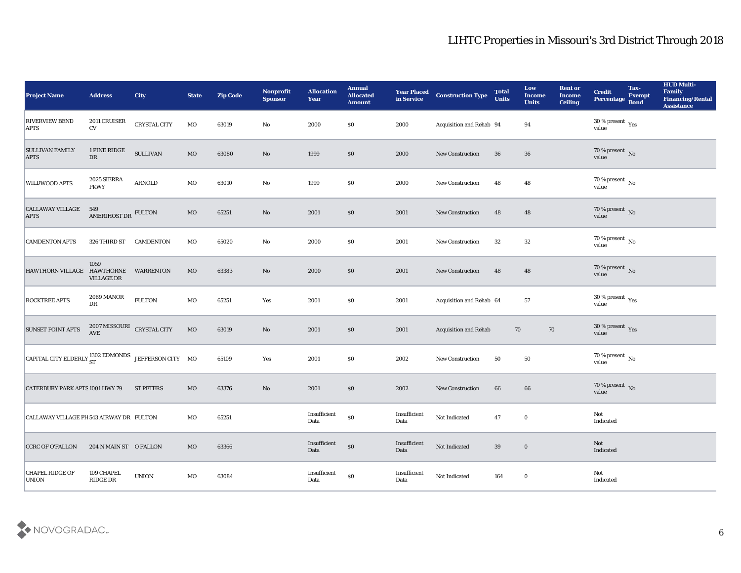| Project Name | Address | City | State | Zip Code | Nonprofit Sponsor | Allocation Year | Annual Allocated Amount | Year Placed in Service | Construction Type | Total Units | Low Income Units | Rent or Income Ceiling | Credit Percentage | Tax-Exempt Bond | HUD Multi-Family Financing/Rental Assistance |
|---|---|---|---|---|---|---|---|---|---|---|---|---|---|---|---|
| RIVERVIEW BEND APTS | 2011 CRUISER CV | CRYSTAL CITY | MO | 63019 | No | 2000 | $0 | 2000 | Acquisition and Rehab | 94 | 94 | | 30 % present value | Yes | |
| SULLIVAN FAMILY APTS | 1 PINE RIDGE DR | SULLIVAN | MO | 63080 | No | 1999 | $0 | 2000 | New Construction | 36 | 36 | | 70 % present value | No | |
| WILDWOOD APTS | 2025 SIERRA PKWY | ARNOLD | MO | 63010 | No | 1999 | $0 | 2000 | New Construction | 48 | 48 | | 70 % present value | No | |
| CALLAWAY VILLAGE APTS | 549 AMERIHOST DR | FULTON | MO | 65251 | No | 2001 | $0 | 2001 | New Construction | 48 | 48 | | 70 % present value | No | |
| CAMDENTON APTS | 326 THIRD ST | CAMDENTON | MO | 65020 | No | 2000 | $0 | 2001 | New Construction | 32 | 32 | | 70 % present value | No | |
| HAWTHORN VILLAGE | 1059 HAWTHORNE VILLAGE DR | WARRENTON | MO | 63383 | No | 2000 | $0 | 2001 | New Construction | 48 | 48 | | 70 % present value | No | |
| ROCKTREE APTS | 2089 MANOR DR | FULTON | MO | 65251 | Yes | 2001 | $0 | 2001 | Acquisition and Rehab | 64 | 57 | | 30 % present value | Yes | |
| SUNSET POINT APTS | 2007 MISSOURI AVE | CRYSTAL CITY | MO | 63019 | No | 2001 | $0 | 2001 | Acquisition and Rehab | 70 | 70 | | 30 % present value | Yes | |
| CAPITAL CITY ELDERLY | 1302 EDMONDS ST | JEFFERSON CITY | MO | 65109 | Yes | 2001 | $0 | 2002 | New Construction | 50 | 50 | | 70 % present value | No | |
| CATERBURY PARK APTS | 1001 HWY 79 | ST PETERS | MO | 63376 | No | 2001 | $0 | 2002 | New Construction | 66 | 66 | | 70 % present value | No | |
| CALLAWAY VILLAGE PH | 543 AIRWAY DR | FULTON | MO | 65251 | | Insufficient Data | $0 | Insufficient Data | Not Indicated | 47 | 0 | | Not Indicated | | |
| CCRC OF O'FALLON | 204 N MAIN ST | O FALLON | MO | 63366 | | Insufficient Data | $0 | Insufficient Data | Not Indicated | 39 | 0 | | Not Indicated | | |
| CHAPEL RIDGE OF UNION | 109 CHAPEL RIDGE DR | UNION | MO | 63084 | | Insufficient Data | $0 | Insufficient Data | Not Indicated | 164 | 0 | | Not Indicated | | |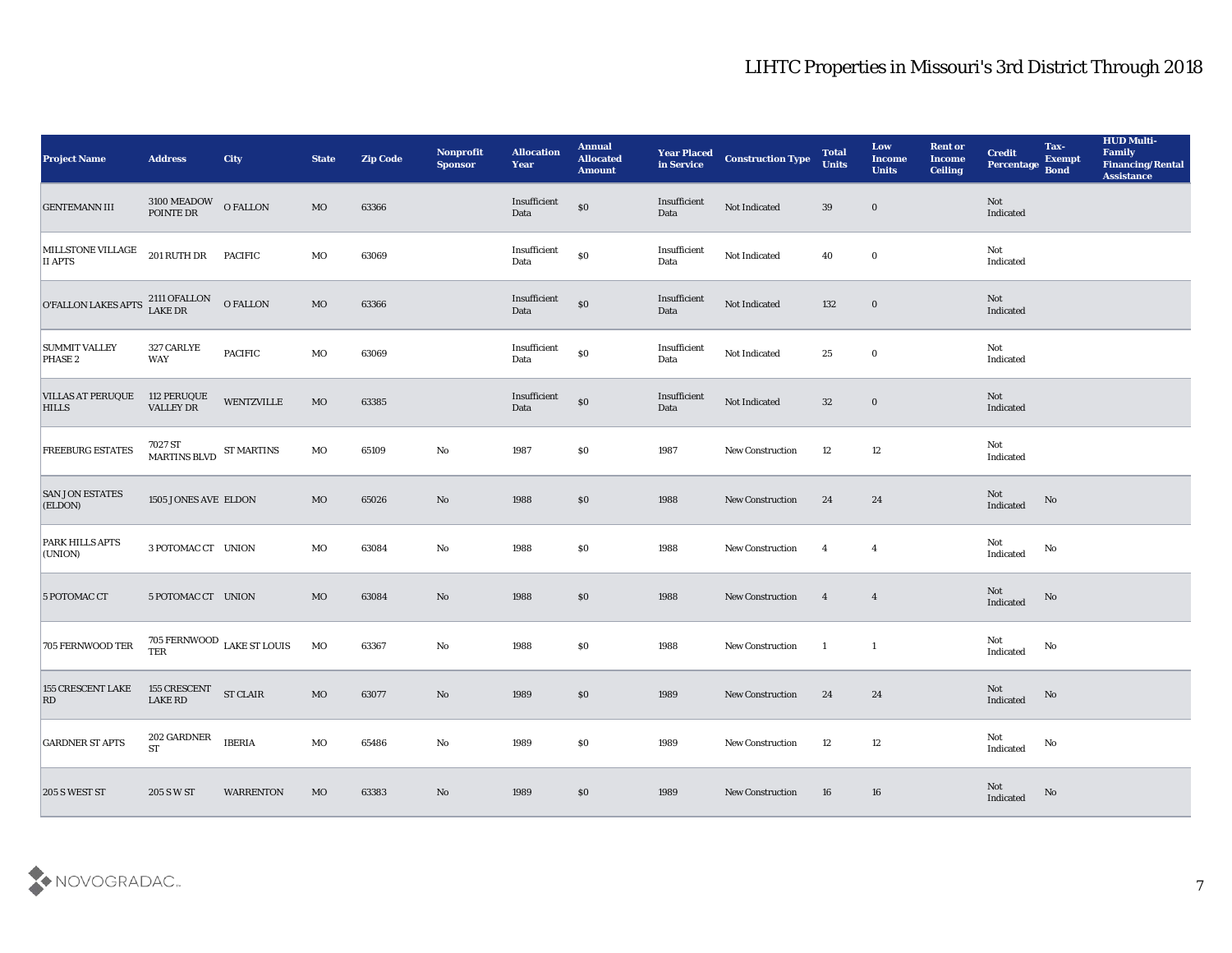# LIHTC Properties in Missouri's 3rd District Through 2018

| Project Name | Address | City | State | Zip Code | Nonprofit Sponsor | Allocation Year | Annual Allocated Amount | Year Placed in Service | Construction Type | Total Units | Low Income Units | Rent or Income Ceiling | Credit Percentage | Tax-Exempt Bond | HUD Multi-Family Financing/Rental Assistance |
|---|---|---|---|---|---|---|---|---|---|---|---|---|---|---|---|
| GENTEMANN III | 3100 MEADOW POINTE DR | O FALLON | MO | 63366 | | Insufficient Data | $0 | Insufficient Data | Not Indicated | 39 | 0 | | Not Indicated | | |
| MILLSTONE VILLAGE II APTS | 201 RUTH DR | PACIFIC | MO | 63069 | | Insufficient Data | $0 | Insufficient Data | Not Indicated | 40 | 0 | | Not Indicated | | |
| O'FALLON LAKES APTS | 2111 OFALLON LAKE DR | O FALLON | MO | 63366 | | Insufficient Data | $0 | Insufficient Data | Not Indicated | 132 | 0 | | Not Indicated | | |
| SUMMIT VALLEY PHASE 2 | 327 CARLYE WAY | PACIFIC | MO | 63069 | | Insufficient Data | $0 | Insufficient Data | Not Indicated | 25 | 0 | | Not Indicated | | |
| VILLAS AT PERUQUE HILLS | 112 PERUQUE VALLEY DR | WENTZVILLE | MO | 63385 | | Insufficient Data | $0 | Insufficient Data | Not Indicated | 32 | 0 | | Not Indicated | | |
| FREEBURG ESTATES | 7027 ST MARTINS BLVD | ST MARTINS | MO | 65109 | No | 1987 | $0 | 1987 | New Construction | 12 | 12 | | Not Indicated | | |
| SAN J ON ESTATES (ELDON) | 1505 J ONES AVE | ELDON | MO | 65026 | No | 1988 | $0 | 1988 | New Construction | 24 | 24 | | Not Indicated | No | |
| PARK HILLS APTS (UNION) | 3 POTOMAC CT | UNION | MO | 63084 | No | 1988 | $0 | 1988 | New Construction | 4 | 4 | | Not Indicated | No | |
| 5 POTOMAC CT | 5 POTOMAC CT | UNION | MO | 63084 | No | 1988 | $0 | 1988 | New Construction | 4 | 4 | | Not Indicated | No | |
| 705 FERNWOOD TER | 705 FERNWOOD TER | LAKE ST LOUIS | MO | 63367 | No | 1988 | $0 | 1988 | New Construction | 1 | 1 | | Not Indicated | No | |
| 155 CRESCENT LAKE RD | 155 CRESCENT LAKE RD | ST CLAIR | MO | 63077 | No | 1989 | $0 | 1989 | New Construction | 24 | 24 | | Not Indicated | No | |
| GARDNER ST APTS | 202 GARDNER ST | IBERIA | MO | 65486 | No | 1989 | $0 | 1989 | New Construction | 12 | 12 | | Not Indicated | No | |
| 205 S WEST ST | 205 S W ST | WARRENTON | MO | 63383 | No | 1989 | $0 | 1989 | New Construction | 16 | 16 | | Not Indicated | No | |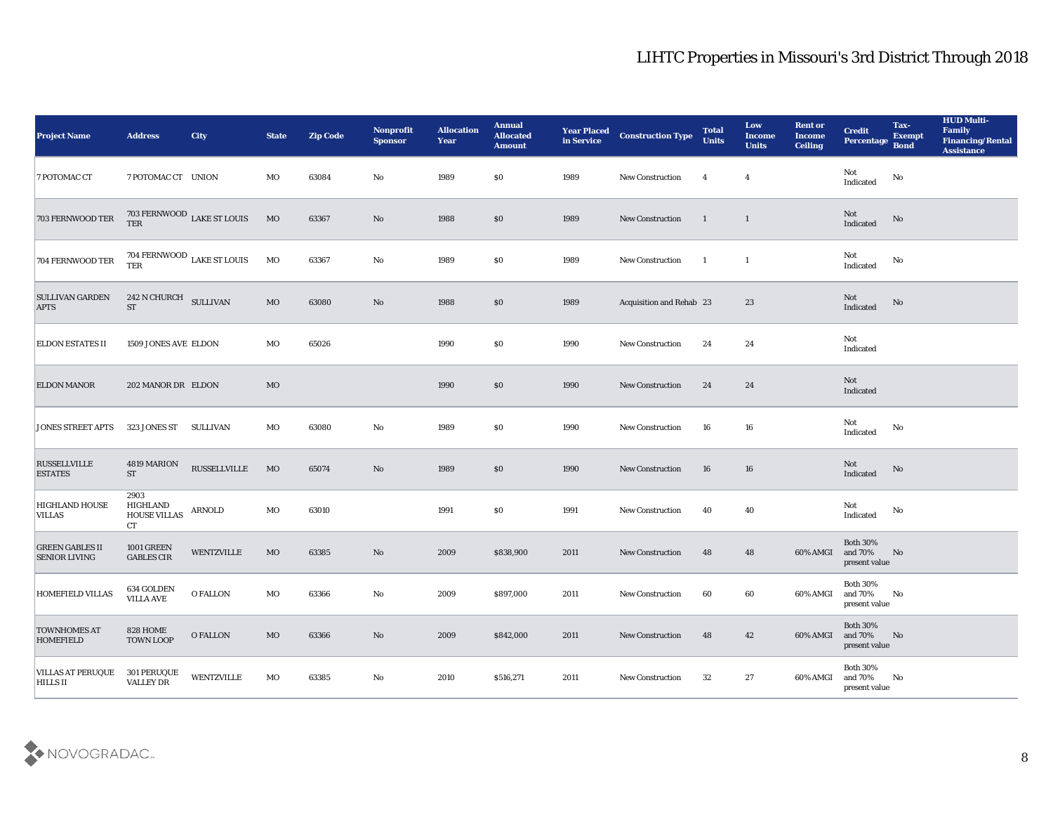# LIHTC Properties in Missouri's 3rd District Through 2018

| Project Name | Address | City | State | Zip Code | Nonprofit Sponsor | Allocation Year | Annual Allocated Amount | Year Placed in Service | Construction Type | Total Units | Low Income Units | Rent or Income Ceiling | Credit Percentage | Tax-Exempt Bond | HUD Multi-Family Financing/Rental Assistance |
|---|---|---|---|---|---|---|---|---|---|---|---|---|---|---|---|
| 7 POTOMAC CT | 7 POTOMAC CT | UNION | MO | 63084 | No | 1989 | $0 | 1989 | New Construction | 4 | 4 | | Not Indicated | No | |
| 703 FERNWOOD TER | 703 FERNWOOD TER | LAKE ST LOUIS | MO | 63367 | No | 1988 | $0 | 1989 | New Construction | 1 | 1 | | Not Indicated | No | |
| 704 FERNWOOD TER | 704 FERNWOOD TER | LAKE ST LOUIS | MO | 63367 | No | 1989 | $0 | 1989 | New Construction | 1 | 1 | | Not Indicated | No | |
| SULLIVAN GARDEN APTS | 242 N CHURCH ST | SULLIVAN | MO | 63080 | No | 1988 | $0 | 1989 | Acquisition and Rehab | 23 | 23 | | Not Indicated | No | |
| ELDON ESTATES II | 1509 JONES AVE | ELDON | MO | 65026 | | 1990 | $0 | 1990 | New Construction | 24 | 24 | | Not Indicated | | |
| ELDON MANOR | 202 MANOR DR | ELDON | MO | | | 1990 | $0 | 1990 | New Construction | 24 | 24 | | Not Indicated | | |
| JONES STREET APTS | 323 JONES ST | SULLIVAN | MO | 63080 | No | 1989 | $0 | 1990 | New Construction | 16 | 16 | | Not Indicated | No | |
| RUSSELLVILLE ESTATES | 4819 MARION ST | RUSSELLVILLE | MO | 65074 | No | 1989 | $0 | 1990 | New Construction | 16 | 16 | | Not Indicated | No | |
| HIGHLAND HOUSE VILLAS | 2903 HIGHLAND HOUSE VILLAS CT | ARNOLD | MO | 63010 | | 1991 | $0 | 1991 | New Construction | 40 | 40 | | Not Indicated | No | |
| GREEN GABLES II SENIOR LIVING | 1001 GREEN GABLES CIR | WENTZVILLE | MO | 63385 | No | 2009 | $838,900 | 2011 | New Construction | 48 | 48 | 60% AMGI | Both 30% and 70% present value | No | |
| HOMEFIELD VILLAS | 634 GOLDEN VILLA AVE | O FALLON | MO | 63366 | No | 2009 | $897,000 | 2011 | New Construction | 60 | 60 | 60% AMGI | Both 30% and 70% present value | No | |
| TOWNHOMES AT HOMEFIELD | 828 HOME TOWN LOOP | O FALLON | MO | 63366 | No | 2009 | $842,000 | 2011 | New Construction | 48 | 42 | 60% AMGI | Both 30% and 70% present value | No | |
| VILLAS AT PERUQUE HILLS II | 301 PERUQUE VALLEY DR | WENTZVILLE | MO | 63385 | No | 2010 | $516,271 | 2011 | New Construction | 32 | 27 | 60% AMGI | Both 30% and 70% present value | No | |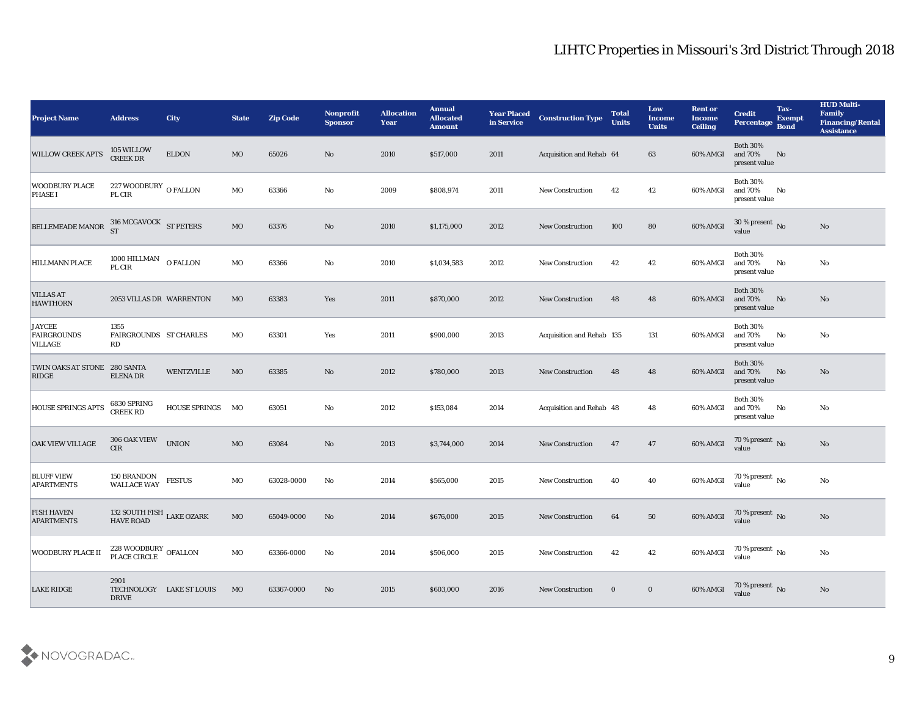# LIHTC Properties in Missouri's 3rd District Through 2018

| Project Name | Address | City | State | Zip Code | Nonprofit Sponsor | Allocation Year | Annual Allocated Amount | Year Placed in Service | Construction Type | Total Units | Low Income Units | Rent or Income Ceiling | Credit Percentage | Tax-Exempt Bond | HUD Multi-Family Financing/Rental Assistance |
|---|---|---|---|---|---|---|---|---|---|---|---|---|---|---|---|
| WILLOW CREEK APTS | 105 WILLOW CREEK DR | ELDON | MO | 65026 | No | 2010 | $517,000 | 2011 | Acquisition and Rehab | 64 | 63 | 60% AMGI | Both 30% and 70% present value | No | |
| WOODBURY PLACE PHASE I | 227 WOODBURY PL CIR | O FALLON | MO | 63366 | No | 2009 | $808,974 | 2011 | New Construction | 42 | 42 | 60% AMGI | Both 30% and 70% present value | No | |
| BELLEMEADE MANOR | 316 MCGAVOCK ST | ST PETERS | MO | 63376 | No | 2010 | $1,175,000 | 2012 | New Construction | 100 | 80 | 60% AMGI | 30 % present value | No | No |
| HILLMANN PLACE | 1000 HILLMAN PL CIR | O FALLON | MO | 63366 | No | 2010 | $1,034,583 | 2012 | New Construction | 42 | 42 | 60% AMGI | Both 30% and 70% present value | No | No |
| VILLAS AT HAWTHORN | 2053 VILLAS DR | WARRENTON | MO | 63383 | Yes | 2011 | $870,000 | 2012 | New Construction | 48 | 48 | 60% AMGI | Both 30% and 70% present value | No | No |
| JAYCEE FAIRGROUNDS VILLAGE | 1355 FAIRGROUNDS RD | ST CHARLES | MO | 63301 | Yes | 2011 | $900,000 | 2013 | Acquisition and Rehab | 135 | 131 | 60% AMGI | Both 30% and 70% present value | No | No |
| TWIN OAKS AT STONE RIDGE | 280 SANTA ELENA DR | WENTZVILLE | MO | 63385 | No | 2012 | $780,000 | 2013 | New Construction | 48 | 48 | 60% AMGI | Both 30% and 70% present value | No | No |
| HOUSE SPRINGS APTS | 6830 SPRING CREEK RD | HOUSE SPRINGS | MO | 63051 | No | 2012 | $153,084 | 2014 | Acquisition and Rehab | 48 | 48 | 60% AMGI | Both 30% and 70% present value | No | No |
| OAK VIEW VILLAGE | 306 OAK VIEW CIR | UNION | MO | 63084 | No | 2013 | $3,744,000 | 2014 | New Construction | 47 | 47 | 60% AMGI | 70 % present value | No | No |
| BLUFF VIEW APARTMENTS | 150 BRANDON WALLACE WAY | FESTUS | MO | 63028-0000 | No | 2014 | $565,000 | 2015 | New Construction | 40 | 40 | 60% AMGI | 70 % present value | No | No |
| FISH HAVEN APARTMENTS | 132 SOUTH FISH HAVE ROAD | LAKE OZARK | MO | 65049-0000 | No | 2014 | $676,000 | 2015 | New Construction | 64 | 50 | 60% AMGI | 70 % present value | No | No |
| WOODBURY PLACE II | 228 WOODBURY PLACE CIRCLE | OFALLON | MO | 63366-0000 | No | 2014 | $506,000 | 2015 | New Construction | 42 | 42 | 60% AMGI | 70 % present value | No | No |
| LAKE RIDGE | 2901 TECHNOLOGY DRIVE | LAKE ST LOUIS | MO | 63367-0000 | No | 2015 | $603,000 | 2016 | New Construction | 0 | 0 | 60% AMGI | 70 % present value | No | No |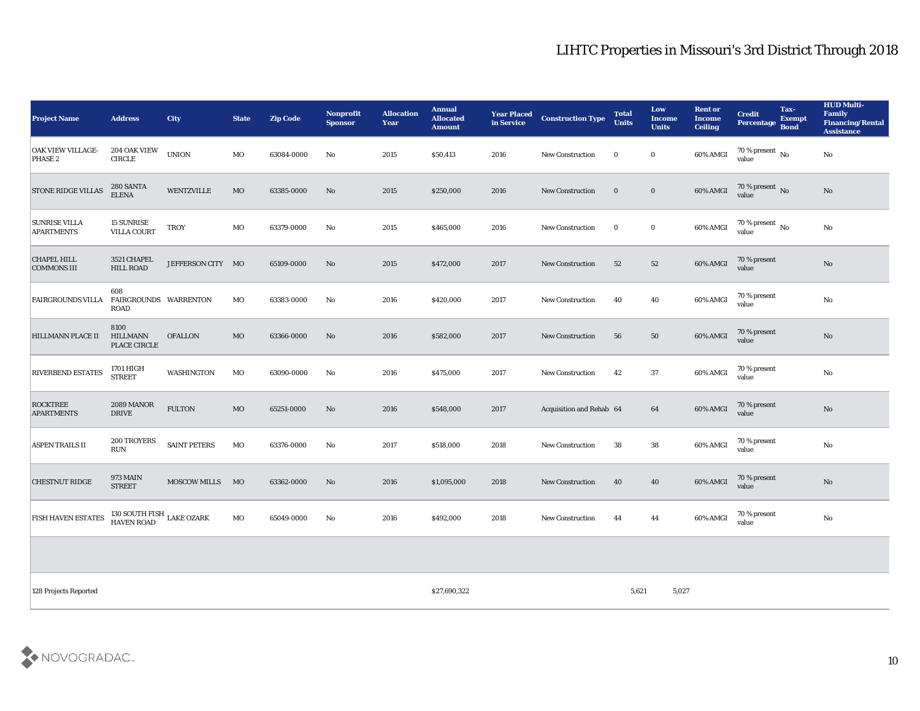## LIHTC Properties in Missouri's 3rd District Through 2018

| Project Name | Address | City | State | Zip Code | Nonprofit Sponsor | Allocation Year | Annual Allocated Amount | Year Placed in Service | Construction Type | Total Units | Low Income Units | Rent or Income Ceiling | Credit Percentage | Tax-Exempt Bond | HUD Multi-Family Financing/Rental Assistance |
|---|---|---|---|---|---|---|---|---|---|---|---|---|---|---|---|
| OAK VIEW VILLAGE-PHASE 2 | 204 OAK VIEW CIRCLE | UNION | MO | 63084-0000 | No | 2015 | $50,413 | 2016 | New Construction | 0 | 0 | 60% AMGI | 70 % present value | No | No |
| STONE RIDGE VILLAS | 280 SANTA ELENA | WENTZVILLE | MO | 63385-0000 | No | 2015 | $250,000 | 2016 | New Construction | 0 | 0 | 60% AMGI | 70 % present value | No | No |
| SUNRISE VILLA APARTMENTS | 15 SUNRISE VILLA COURT | TROY | MO | 63379-0000 | No | 2015 | $465,000 | 2016 | New Construction | 0 | 0 | 60% AMGI | 70 % present value | No | No |
| CHAPEL HILL COMMONS III | 3521 CHAPEL HILL ROAD | JEFFERSON CITY | MO | 65109-0000 | No | 2015 | $472,000 | 2017 | New Construction | 52 | 52 | 60% AMGI | 70 % present value | | No |
| FAIRGROUNDS VILLA | 608 FAIRGROUNDS ROAD | WARRENTON | MO | 63383-0000 | No | 2016 | $420,000 | 2017 | New Construction | 40 | 40 | 60% AMGI | 70 % present value | | No |
| HILLMANN PLACE II | 8100 HILLMANN PLACE CIRCLE | OFALLON | MO | 63366-0000 | No | 2016 | $582,000 | 2017 | New Construction | 56 | 50 | 60% AMGI | 70 % present value | | No |
| RIVERBEND ESTATES | 1701 HIGH STREET | WASHINGTON | MO | 63090-0000 | No | 2016 | $475,000 | 2017 | New Construction | 42 | 37 | 60% AMGI | 70 % present value | | No |
| ROCKTREE APARTMENTS | 2089 MANOR DRIVE | FULTON | MO | 65251-0000 | No | 2016 | $548,000 | 2017 | Acquisition and Rehab | 64 | 64 | 60% AMGI | 70 % present value | | No |
| ASPEN TRAILS II | 200 TROYERS RUN | SAINT PETERS | MO | 63376-0000 | No | 2017 | $518,000 | 2018 | New Construction | 38 | 38 | 60% AMGI | 70 % present value | | No |
| CHESTNUT RIDGE | 973 MAIN STREET | MOSCOW MILLS | MO | 63362-0000 | No | 2016 | $1,095,000 | 2018 | New Construction | 40 | 40 | 60% AMGI | 70 % present value | | No |
| FISH HAVEN ESTATES | 130 SOUTH FISH HAVEN ROAD | LAKE OZARK | MO | 65049-0000 | No | 2016 | $492,000 | 2018 | New Construction | 44 | 44 | 60% AMGI | 70 % present value | | No |
| | | | | | | | | | | | | | | | |
| 128 Projects Reported | | | | | | | $27,690,322 | | | 5,621 | 5,027 | | | | |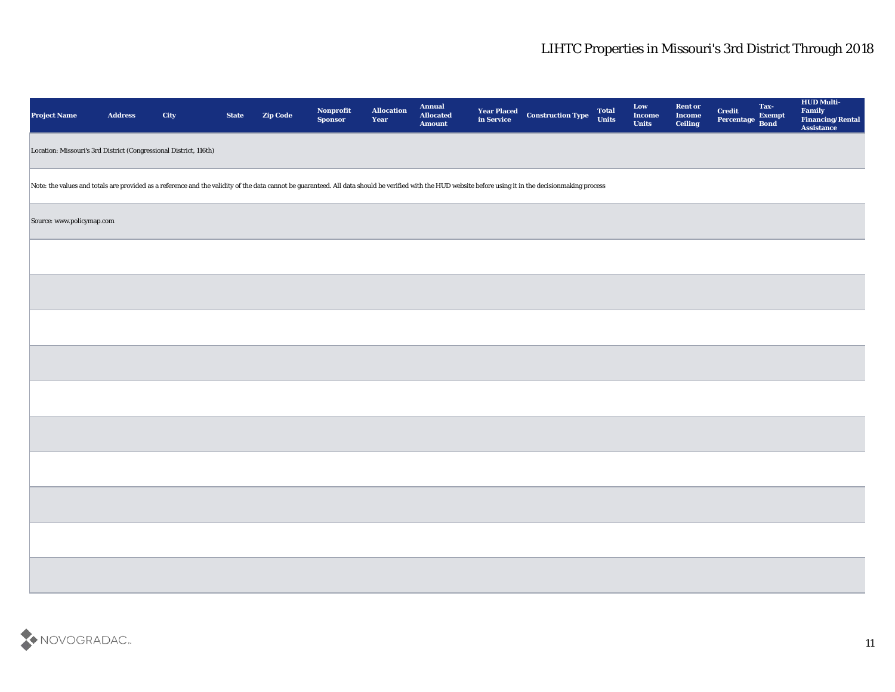# LIHTC Properties in Missouri's 3rd District Through 2018

| Project Name | Address | City | State | Zip Code | Nonprofit Sponsor | Allocation Year | Annual Allocated Amount | Year Placed in Service | Construction Type | Total Units | Low Income Units | Rent or Income Ceiling | Credit Percentage | Tax-Exempt Bond | HUD Multi-Family Financing/Rental Assistance |
|---|---|---|---|---|---|---|---|---|---|---|---|---|---|---|---|
| Location: Missouri's 3rd District (Congressional District, 116th) | | | | | | | | | | | | | | | |
| Note: the values and totals are provided as a reference and the validity of the data cannot be guaranteed. All data should be verified with the HUD website before using it in the decisionmaking process | | | | | | | | | | | | | | | |
| Source: www.policymap.com | | | | | | | | | | | | | | | |